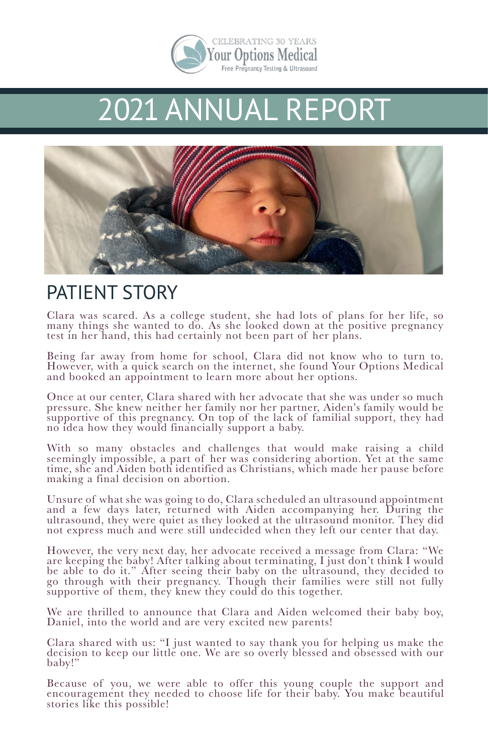CELEBRATING 30 YEARS
Your Options Medical
Free Pregnancy Testing & Ultrasound

# 2021 ANNUAL REPORT

## PATIENT STORY

Clara was scared. As a college student, she had lots of plans for her life, so many things she wanted to do. As she looked down at the positive pregnancy test in her hand, this had certainly not been part of her plans.

Being far away from home for school, Clara did not know who to turn to. However, with a quick search on the internet, she found Your Options Medical and booked an appointment to learn more about her options.

Once at our center, Clara shared with her advocate that she was under so much pressure. She knew neither her family nor her partner, Aiden's family would be supportive of this pregnancy. On top of the lack of familial support, they had no idea how they would financially support a baby.

With so many obstacles and challenges that would make raising a child seemingly impossible, a part of her was considering abortion. Yet at the same time, she and Aiden both identified as Christians, which made her pause before making a final decision on abortion.

Unsure of what she was going to do, Clara scheduled an ultrasound appointment and a few days later, returned with Aiden accompanying her. During the ultrasound, they were quiet as they looked at the ultrasound monitor. They did not express much and were still undecided when they left our center that day.

However, the very next day, her advocate received a message from Clara: "We are keeping the baby! After talking about terminating, I just don't think I would be able to do it." After seeing their baby on the ultrasound, they decided to go through with their pregnancy. Though their families were still not fully supportive of them, they knew they could do this together.

We are thrilled to announce that Clara and Aiden welcomed their baby boy, Daniel, into the world and are very excited new parents!

Clara shared with us: "I just wanted to say thank you for helping us make the decision to keep our little one. We are so overly blessed and obsessed with our baby!"

Because of you, we were able to offer this young couple the support and encouragement they needed to choose life for their baby. You make beautiful stories like this possible!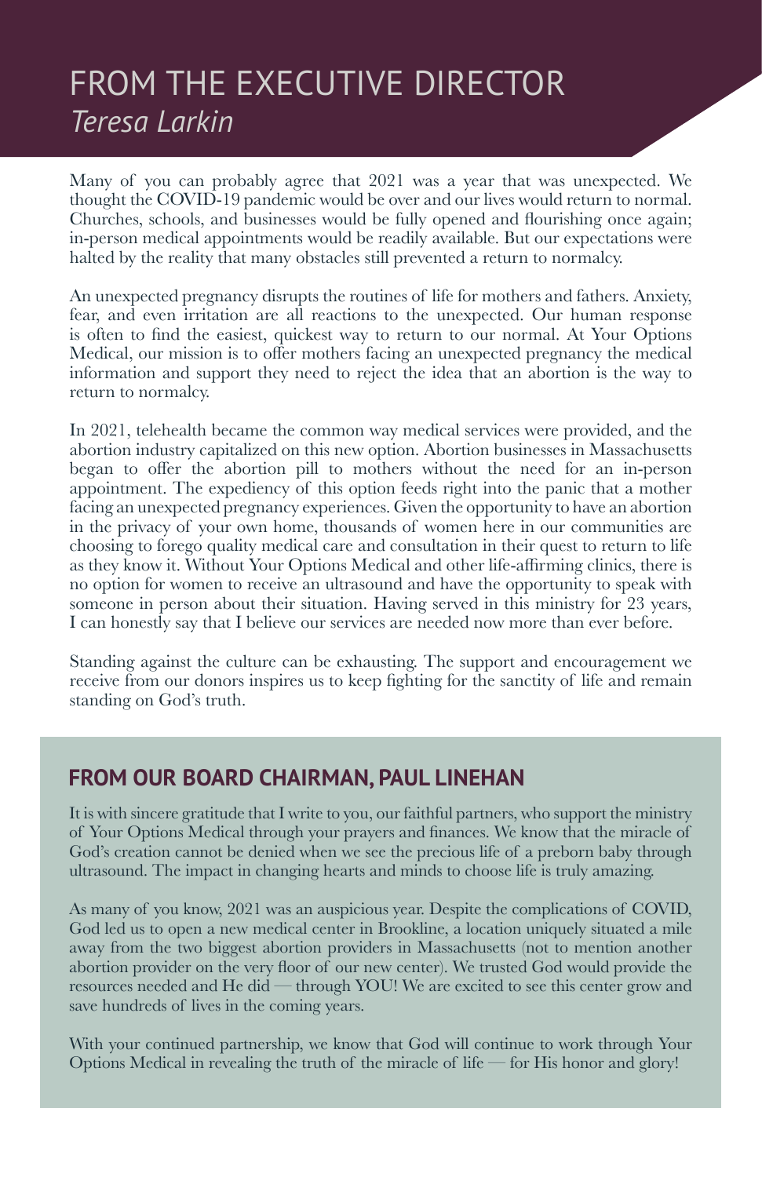# FROM THE EXECUTIVE DIRECTOR
*Teresa Larkin*

Many of you can probably agree that 2021 was a year that was unexpected. We thought the COVID-19 pandemic would be over and our lives would return to normal. Churches, schools, and businesses would be fully opened and flourishing once again; in-person medical appointments would be readily available. But our expectations were halted by the reality that many obstacles still prevented a return to normalcy.

An unexpected pregnancy disrupts the routines of life for mothers and fathers. Anxiety, fear, and even irritation are all reactions to the unexpected. Our human response is often to find the easiest, quickest way to return to our normal. At Your Options Medical, our mission is to offer mothers facing an unexpected pregnancy the medical information and support they need to reject the idea that an abortion is the way to return to normalcy.

In 2021, telehealth became the common way medical services were provided, and the abortion industry capitalized on this new option. Abortion businesses in Massachusetts began to offer the abortion pill to mothers without the need for an in-person appointment. The expediency of this option feeds right into the panic that a mother facing an unexpected pregnancy experiences. Given the opportunity to have an abortion in the privacy of your own home, thousands of women here in our communities are choosing to forego quality medical care and consultation in their quest to return to life as they know it. Without Your Options Medical and other life-affirming clinics, there is no option for women to receive an ultrasound and have the opportunity to speak with someone in person about their situation. Having served in this ministry for 23 years, I can honestly say that I believe our services are needed now more than ever before.

Standing against the culture can be exhausting. The support and encouragement we receive from our donors inspires us to keep fighting for the sanctity of life and remain standing on God's truth.

## FROM OUR BOARD CHAIRMAN, PAUL LINEHAN

It is with sincere gratitude that I write to you, our faithful partners, who support the ministry of Your Options Medical through your prayers and finances. We know that the miracle of God's creation cannot be denied when we see the precious life of a preborn baby through ultrasound. The impact in changing hearts and minds to choose life is truly amazing.

As many of you know, 2021 was an auspicious year. Despite the complications of COVID, God led us to open a new medical center in Brookline, a location uniquely situated a mile away from the two biggest abortion providers in Massachusetts (not to mention another abortion provider on the very floor of our new center). We trusted God would provide the resources needed and He did — through YOU! We are excited to see this center grow and save hundreds of lives in the coming years.

With your continued partnership, we know that God will continue to work through Your Options Medical in revealing the truth of the miracle of life — for His honor and glory!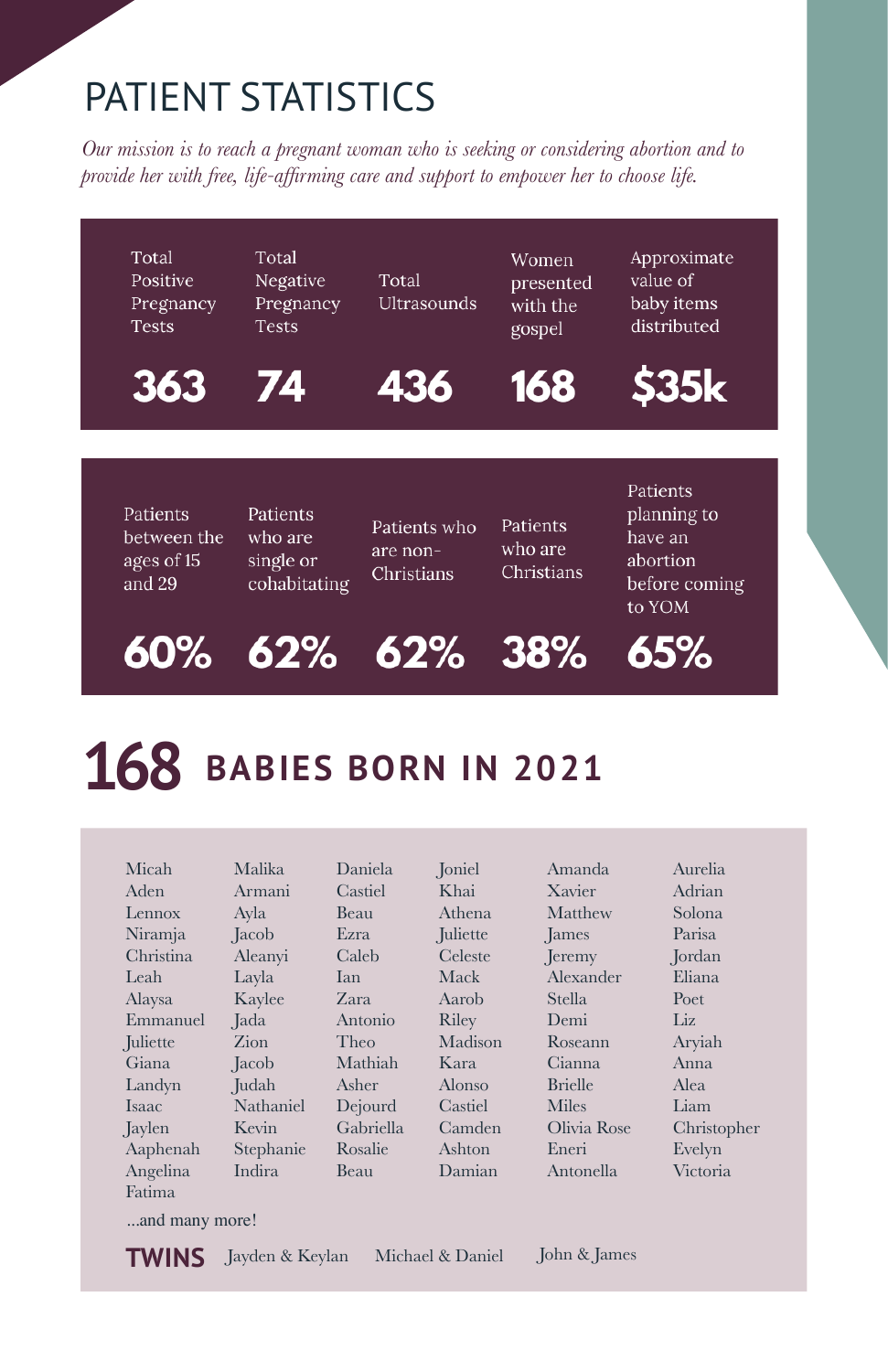# PATIENT STATISTICS

*Our mission is to reach a pregnant woman who is seeking or considering abortion and to provide her with free, life-affirming care and support to empower her to choose life.*

| Total Positive Pregnancy Tests | Total Negative Pregnancy Tests | Total Ultrasounds | Women presented with the gospel | Approximate value of baby items distributed |
|---|---|---|---|---|
| **363** | **74** | **436** | **168** | **$35k** |

| Patients between the ages of 15 and 29 | Patients who are single or cohabitating | Patients who are non-Christians | Patients who are Christians | Patients planning to have an abortion before coming to YOM |
|---|---|---|---|---|
| **60%** | **62%** | **62%** | **38%** | **65%** |

## 168 BABIES BORN IN 2021

Micah
Aden
Lennox
Niramja
Christina
Leah
Alaysa
Emmanuel
Juliette
Giana
Landyn
Isaac
Jaylen
Aaphenah
Angelina
Fatima

Malika
Armani
Ayla
Jacob
Aleanyi
Layla
Kaylee
Jada
Zion
Jacob
Judah
Nathaniel
Kevin
Stephanie
Indira

Daniela
Castiel
Beau
Ezra
Caleb
Ian
Zara
Antonio
Theo
Mathiah
Asher
Dejourd
Gabriella
Rosalie
Beau

Joniel
Khai
Athena
Juliette
Celeste
Mack
Aarob
Riley
Madison
Kara
Alonso
Castiel
Camden
Ashton
Damian

Amanda
Xavier
Matthew
James
Jeremy
Alexander
Stella
Demi
Roseann
Cianna
Brielle
Miles
Olivia Rose
Eneri
Antonella

Aurelia
Adrian
Solona
Parisa
Jordan
Eliana
Poet
Liz
Aryiah
Anna
Alea
Liam
Christopher
Evelyn
Victoria

...and many more!

**TWINS** Jayden & Keylan  Michael & Daniel  John & James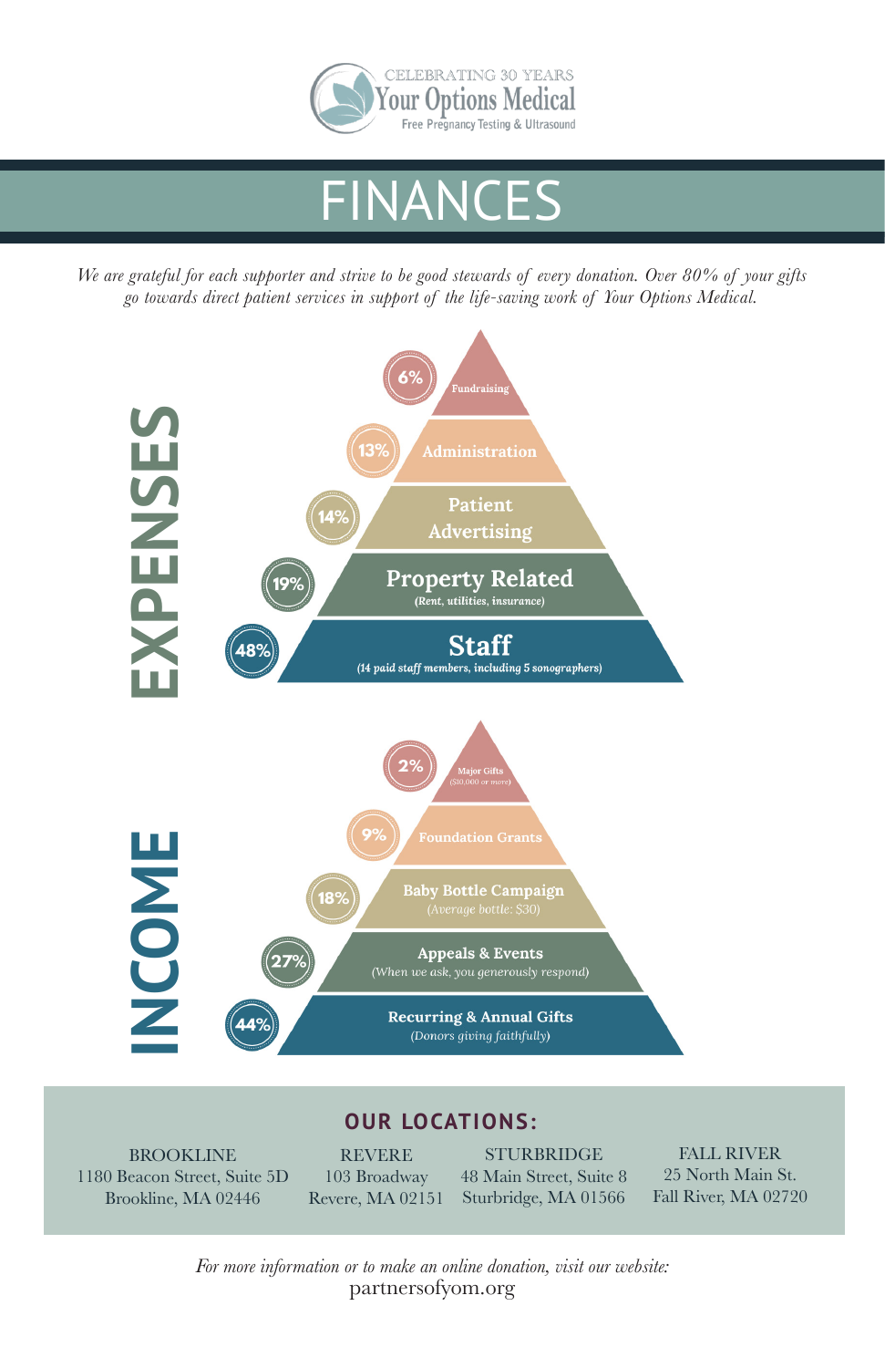CELEBRATING 30 YEARS
Your Options Medical
Free Pregnancy Testing & Ultrasound

# FINANCES

*We are grateful for each supporter and strive to be good stewards of every donation. Over 80% of your gifts go towards direct patient services in support of the life-saving work of Your Options Medical.*

## EXPENSES

6% Fundraising

13% Administration

14% Patient Advertising

19% Property Related
*(Rent, utilities, insurance)*

48% Staff
*(14 paid staff members, including 5 sonographers)*

## INCOME

2% Major Gifts
*($10,000 or more)*

9% Foundation Grants

18% Baby Bottle Campaign
*(Average bottle: $30)*

27% Appeals & Events
*(When we ask, you generously respond)*

44% Recurring & Annual Gifts
*(Donors giving faithfully)*

## OUR LOCATIONS:

BROOKLINE
1180 Beacon Street, Suite 5D
Brookline, MA 02446

REVERE
103 Broadway
Revere, MA 02151

STURBRIDGE
48 Main Street, Suite 8
Sturbridge, MA 01566

FALL RIVER
25 North Main St.
Fall River, MA 02720

*For more information or to make an online donation, visit our website:*
partnersofyom.org